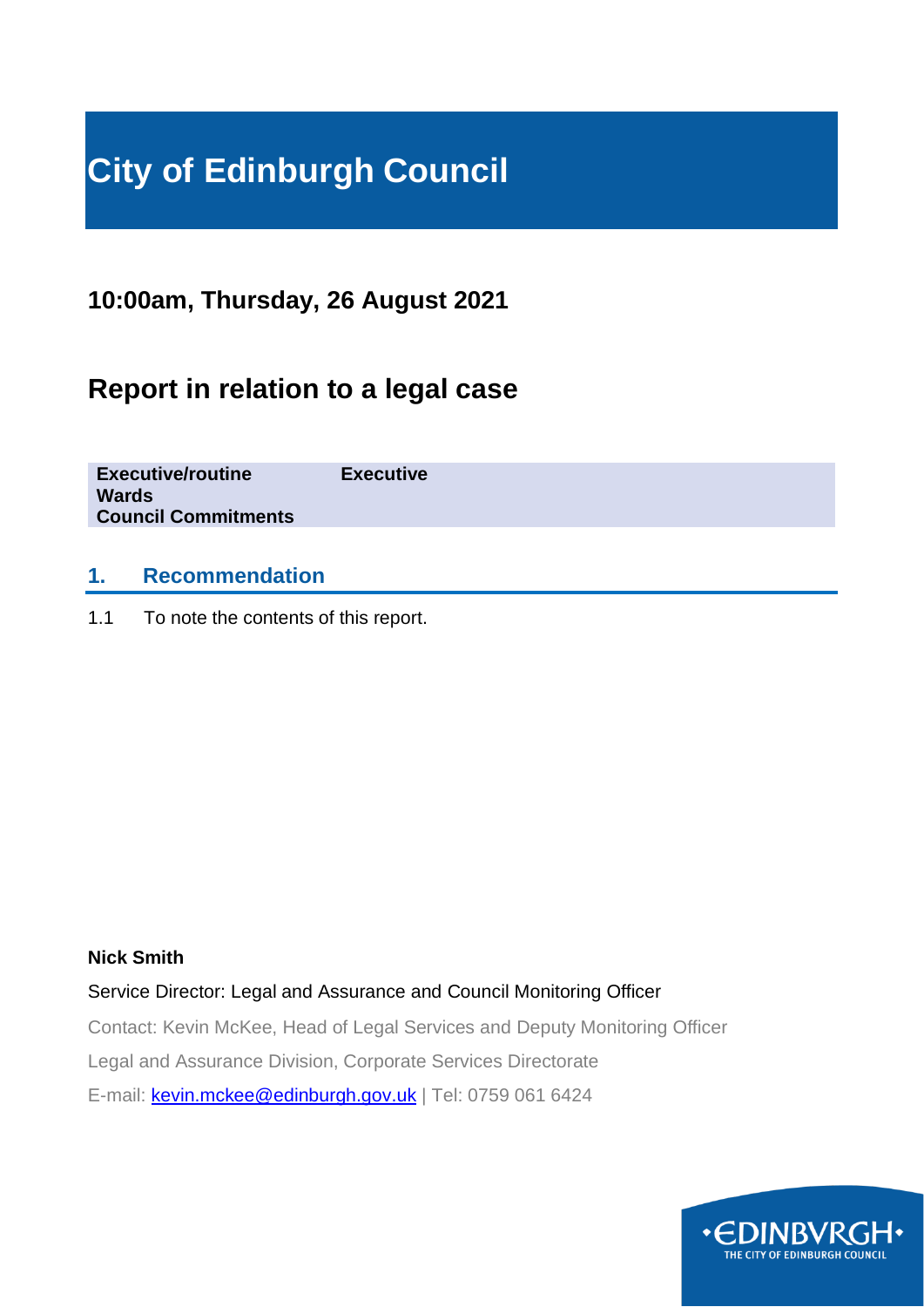# City of Edinburgh Council

## 10:00am, Thursday, 26 August 2021

## Report in relation to a legal case

| | |
|---|---|
| **Executive/routine** | **Executive** |
| **Wards** | |
| **Council Commitments** | |

## 1. Recommendation

1.1 To note the contents of this report.

**Nick Smith**

Service Director: Legal and Assurance and Council Monitoring Officer

Contact: Kevin McKee, Head of Legal Services and Deputy Monitoring Officer

Legal and Assurance Division, Corporate Services Directorate

E-mail: kevin.mckee@edinburgh.gov.uk | Tel: 0759 061 6424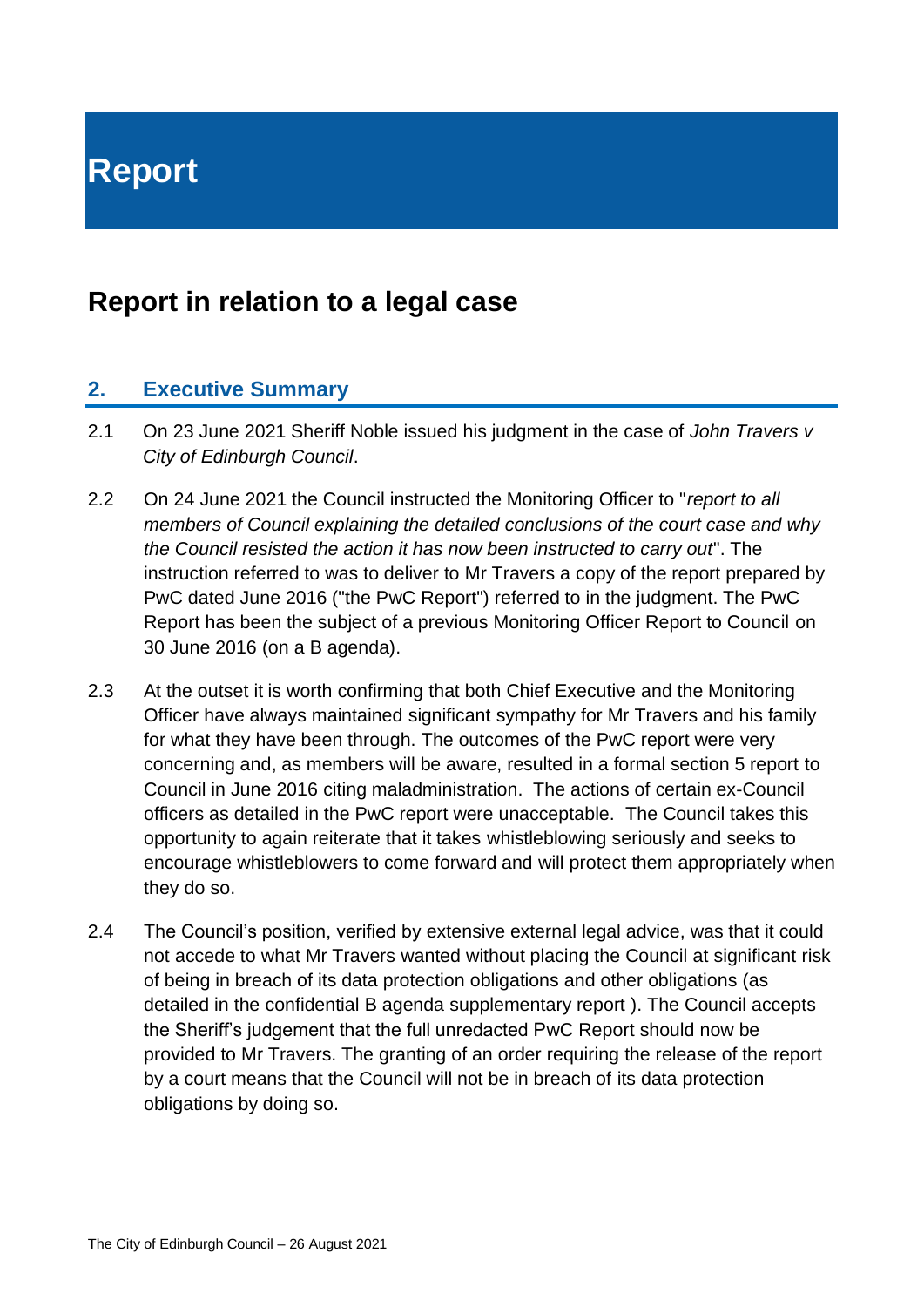# Report

## Report in relation to a legal case

### 2. Executive Summary

2.1 On 23 June 2021 Sheriff Noble issued his judgment in the case of *John Travers v City of Edinburgh Council*.

2.2 On 24 June 2021 the Council instructed the Monitoring Officer to "*report to all members of Council explaining the detailed conclusions of the court case and why the Council resisted the action it has now been instructed to carry out*". The instruction referred to was to deliver to Mr Travers a copy of the report prepared by PwC dated June 2016 ("the PwC Report") referred to in the judgment. The PwC Report has been the subject of a previous Monitoring Officer Report to Council on 30 June 2016 (on a B agenda).

2.3 At the outset it is worth confirming that both Chief Executive and the Monitoring Officer have always maintained significant sympathy for Mr Travers and his family for what they have been through. The outcomes of the PwC report were very concerning and, as members will be aware, resulted in a formal section 5 report to Council in June 2016 citing maladministration. The actions of certain ex-Council officers as detailed in the PwC report were unacceptable. The Council takes this opportunity to again reiterate that it takes whistleblowing seriously and seeks to encourage whistleblowers to come forward and will protect them appropriately when they do so.

2.4 The Council's position, verified by extensive external legal advice, was that it could not accede to what Mr Travers wanted without placing the Council at significant risk of being in breach of its data protection obligations and other obligations (as detailed in the confidential B agenda supplementary report ). The Council accepts the Sheriff's judgement that the full unredacted PwC Report should now be provided to Mr Travers. The granting of an order requiring the release of the report by a court means that the Council will not be in breach of its data protection obligations by doing so.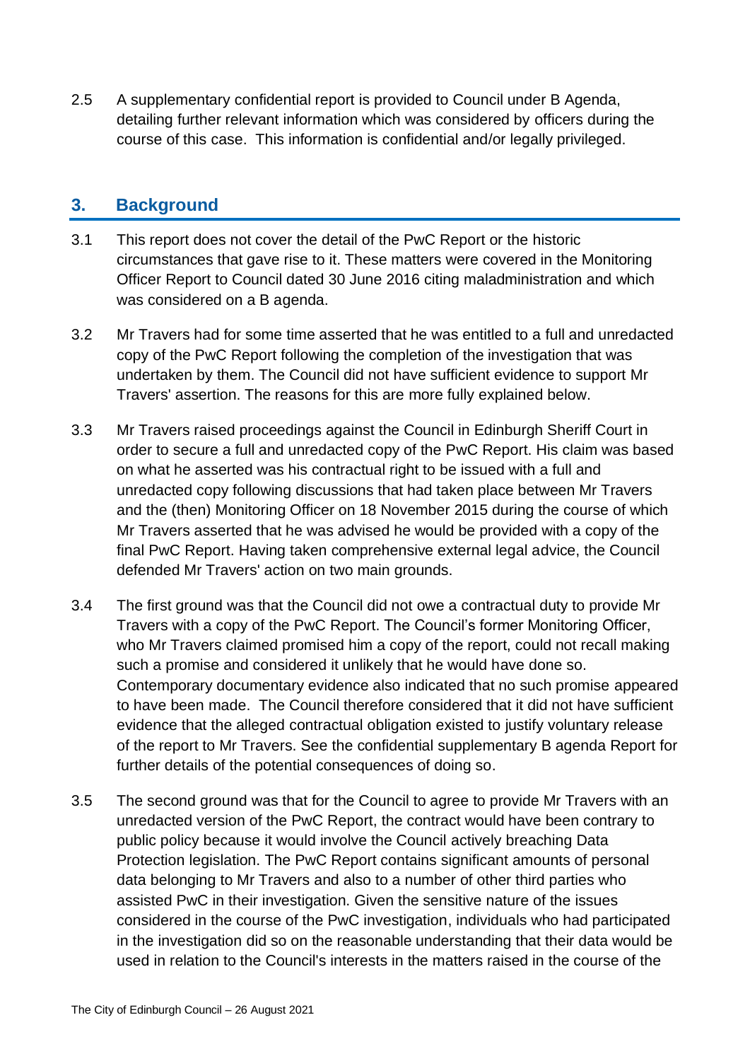2.5 A supplementary confidential report is provided to Council under B Agenda, detailing further relevant information which was considered by officers during the course of this case. This information is confidential and/or legally privileged.

## 3. Background

3.1 This report does not cover the detail of the PwC Report or the historic circumstances that gave rise to it. These matters were covered in the Monitoring Officer Report to Council dated 30 June 2016 citing maladministration and which was considered on a B agenda.

3.2 Mr Travers had for some time asserted that he was entitled to a full and unredacted copy of the PwC Report following the completion of the investigation that was undertaken by them. The Council did not have sufficient evidence to support Mr Travers' assertion. The reasons for this are more fully explained below.

3.3 Mr Travers raised proceedings against the Council in Edinburgh Sheriff Court in order to secure a full and unredacted copy of the PwC Report. His claim was based on what he asserted was his contractual right to be issued with a full and unredacted copy following discussions that had taken place between Mr Travers and the (then) Monitoring Officer on 18 November 2015 during the course of which Mr Travers asserted that he was advised he would be provided with a copy of the final PwC Report. Having taken comprehensive external legal advice, the Council defended Mr Travers' action on two main grounds.

3.4 The first ground was that the Council did not owe a contractual duty to provide Mr Travers with a copy of the PwC Report. The Council's former Monitoring Officer, who Mr Travers claimed promised him a copy of the report, could not recall making such a promise and considered it unlikely that he would have done so. Contemporary documentary evidence also indicated that no such promise appeared to have been made. The Council therefore considered that it did not have sufficient evidence that the alleged contractual obligation existed to justify voluntary release of the report to Mr Travers. See the confidential supplementary B agenda Report for further details of the potential consequences of doing so.

3.5 The second ground was that for the Council to agree to provide Mr Travers with an unredacted version of the PwC Report, the contract would have been contrary to public policy because it would involve the Council actively breaching Data Protection legislation. The PwC Report contains significant amounts of personal data belonging to Mr Travers and also to a number of other third parties who assisted PwC in their investigation. Given the sensitive nature of the issues considered in the course of the PwC investigation, individuals who had participated in the investigation did so on the reasonable understanding that their data would be used in relation to the Council's interests in the matters raised in the course of the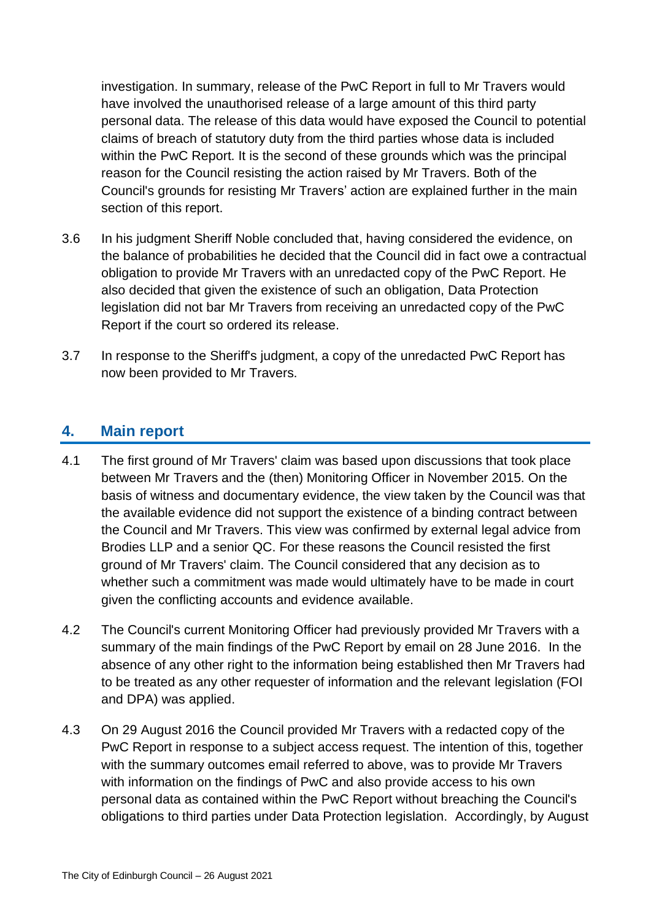investigation. In summary, release of the PwC Report in full to Mr Travers would have involved the unauthorised release of a large amount of this third party personal data. The release of this data would have exposed the Council to potential claims of breach of statutory duty from the third parties whose data is included within the PwC Report. It is the second of these grounds which was the principal reason for the Council resisting the action raised by Mr Travers. Both of the Council's grounds for resisting Mr Travers' action are explained further in the main section of this report.

3.6 In his judgment Sheriff Noble concluded that, having considered the evidence, on the balance of probabilities he decided that the Council did in fact owe a contractual obligation to provide Mr Travers with an unredacted copy of the PwC Report. He also decided that given the existence of such an obligation, Data Protection legislation did not bar Mr Travers from receiving an unredacted copy of the PwC Report if the court so ordered its release.

3.7 In response to the Sheriff's judgment, a copy of the unredacted PwC Report has now been provided to Mr Travers.

## 4. Main report

4.1 The first ground of Mr Travers' claim was based upon discussions that took place between Mr Travers and the (then) Monitoring Officer in November 2015. On the basis of witness and documentary evidence, the view taken by the Council was that the available evidence did not support the existence of a binding contract between the Council and Mr Travers. This view was confirmed by external legal advice from Brodies LLP and a senior QC. For these reasons the Council resisted the first ground of Mr Travers' claim. The Council considered that any decision as to whether such a commitment was made would ultimately have to be made in court given the conflicting accounts and evidence available.

4.2 The Council's current Monitoring Officer had previously provided Mr Travers with a summary of the main findings of the PwC Report by email on 28 June 2016. In the absence of any other right to the information being established then Mr Travers had to be treated as any other requester of information and the relevant legislation (FOI and DPA) was applied.

4.3 On 29 August 2016 the Council provided Mr Travers with a redacted copy of the PwC Report in response to a subject access request. The intention of this, together with the summary outcomes email referred to above, was to provide Mr Travers with information on the findings of PwC and also provide access to his own personal data as contained within the PwC Report without breaching the Council's obligations to third parties under Data Protection legislation. Accordingly, by August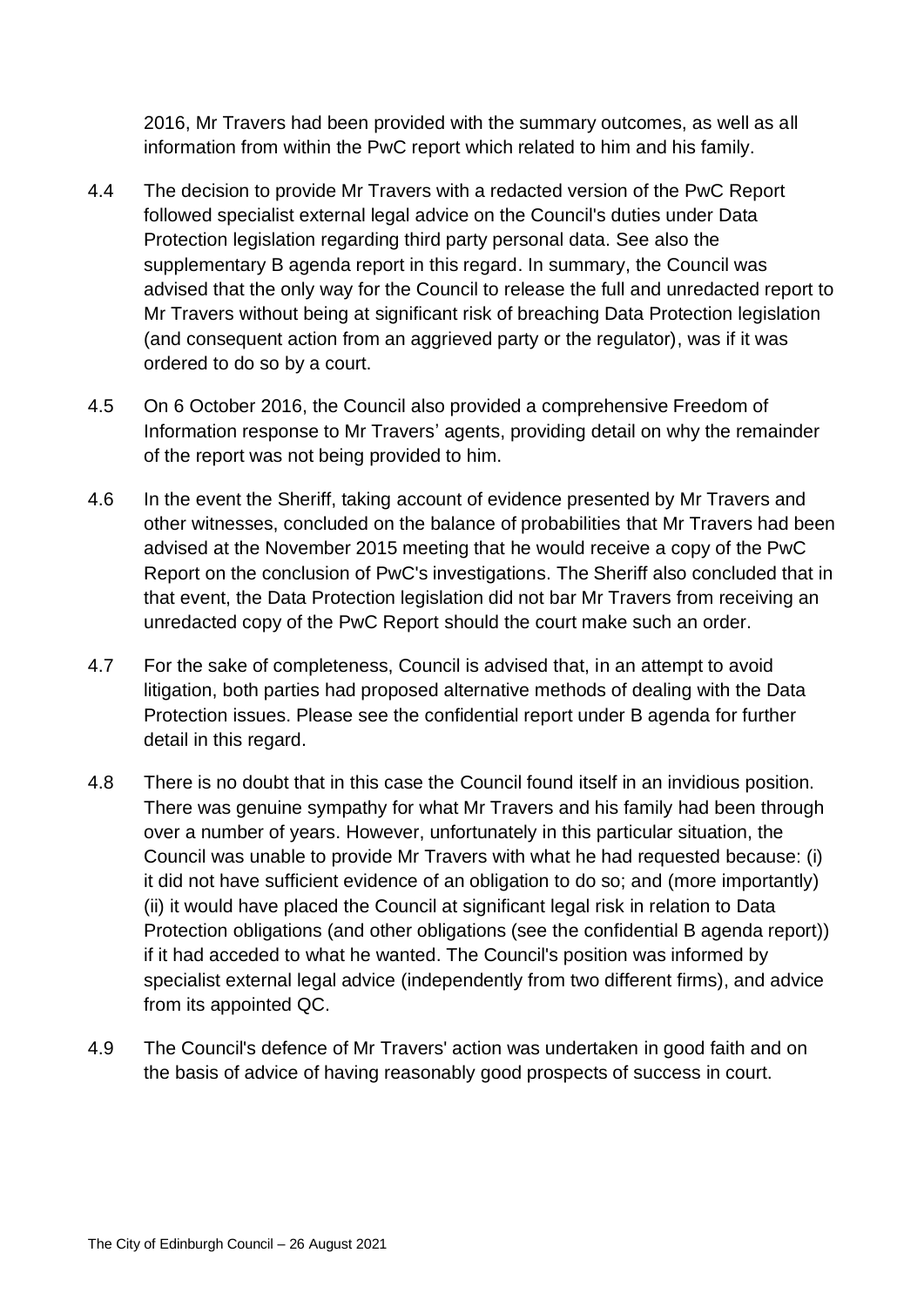2016, Mr Travers had been provided with the summary outcomes, as well as all information from within the PwC report which related to him and his family.

4.4 The decision to provide Mr Travers with a redacted version of the PwC Report followed specialist external legal advice on the Council's duties under Data Protection legislation regarding third party personal data. See also the supplementary B agenda report in this regard. In summary, the Council was advised that the only way for the Council to release the full and unredacted report to Mr Travers without being at significant risk of breaching Data Protection legislation (and consequent action from an aggrieved party or the regulator), was if it was ordered to do so by a court.

4.5 On 6 October 2016, the Council also provided a comprehensive Freedom of Information response to Mr Travers' agents, providing detail on why the remainder of the report was not being provided to him.

4.6 In the event the Sheriff, taking account of evidence presented by Mr Travers and other witnesses, concluded on the balance of probabilities that Mr Travers had been advised at the November 2015 meeting that he would receive a copy of the PwC Report on the conclusion of PwC's investigations. The Sheriff also concluded that in that event, the Data Protection legislation did not bar Mr Travers from receiving an unredacted copy of the PwC Report should the court make such an order.

4.7 For the sake of completeness, Council is advised that, in an attempt to avoid litigation, both parties had proposed alternative methods of dealing with the Data Protection issues. Please see the confidential report under B agenda for further detail in this regard.

4.8 There is no doubt that in this case the Council found itself in an invidious position. There was genuine sympathy for what Mr Travers and his family had been through over a number of years. However, unfortunately in this particular situation, the Council was unable to provide Mr Travers with what he had requested because: (i) it did not have sufficient evidence of an obligation to do so; and (more importantly) (ii) it would have placed the Council at significant legal risk in relation to Data Protection obligations (and other obligations (see the confidential B agenda report)) if it had acceded to what he wanted. The Council's position was informed by specialist external legal advice (independently from two different firms), and advice from its appointed QC.

4.9 The Council's defence of Mr Travers' action was undertaken in good faith and on the basis of advice of having reasonably good prospects of success in court.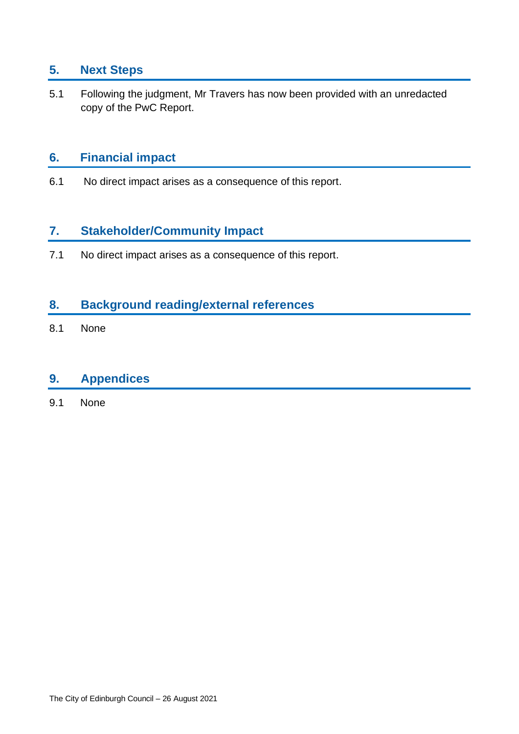## 5. Next Steps

5.1 Following the judgment, Mr Travers has now been provided with an unredacted copy of the PwC Report.

## 6. Financial impact

6.1 No direct impact arises as a consequence of this report.

## 7. Stakeholder/Community Impact

7.1 No direct impact arises as a consequence of this report.

## 8. Background reading/external references

8.1 None

## 9. Appendices

9.1 None